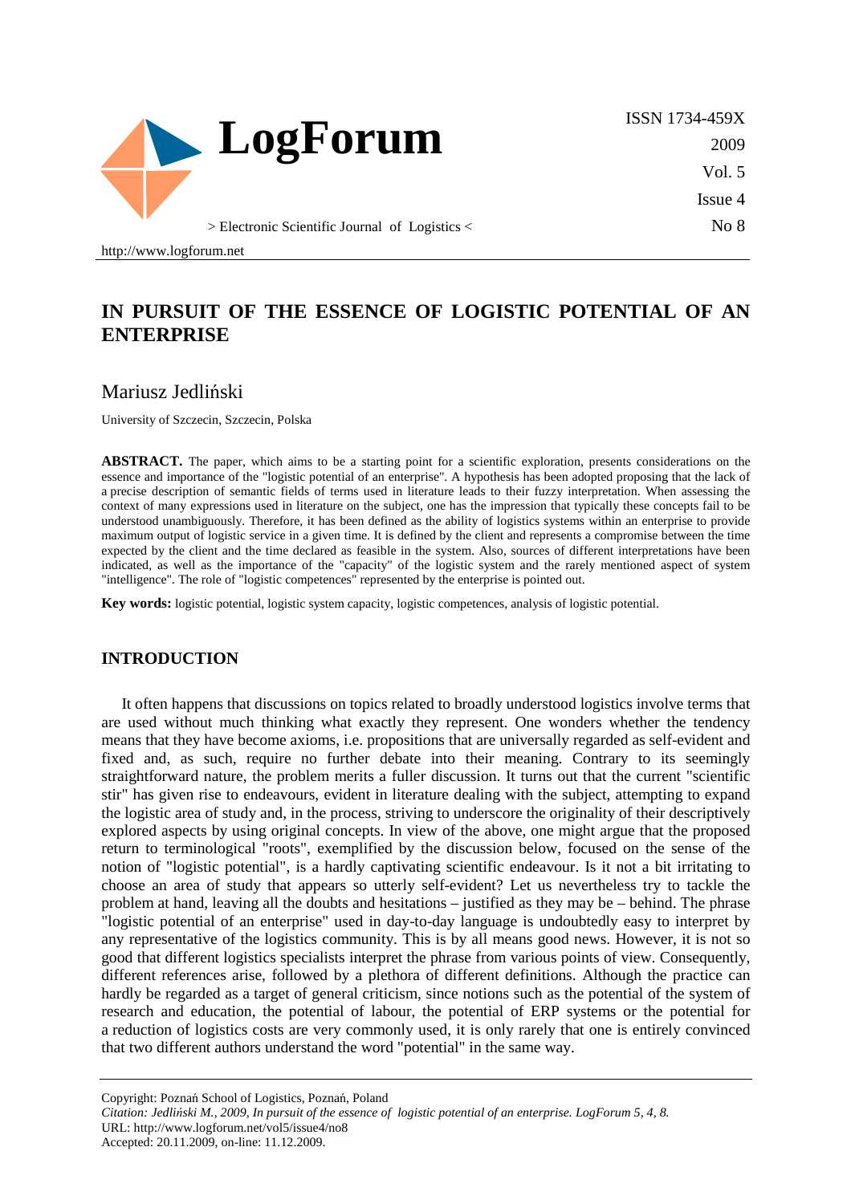# IN PURSUIT OF THE ESSENCE OF LOGISTIC POTENTIAL OF AN ENTERPRISE

## Mariusz Jedliński

University of Szczecin, Szczecin, Polska

**ABSTRACT.** The paper, which aims to be a starting point for a scientific exploration, presents considerations on the essence and importance of the "logistic potential of an enterprise". A hypothesis has been adopted proposing that the lack of a precise description of semantic fields of terms used in literature leads to their fuzzy interpretation. When assessing the context of many expressions used in literature on the subject, one has the impression that typically these concepts fail to be understood unambiguously. Therefore, it has been defined as the ability of logistics systems within an enterprise to provide maximum output of logistic service in a given time. It is defined by the client and represents a compromise between the time expected by the client and the time declared as feasible in the system. Also, sources of different interpretations have been indicated, as well as the importance of the "capacity" of the logistic system and the rarely mentioned aspect of system "intelligence". The role of "logistic competences" represented by the enterprise is pointed out.

**Key words:** logistic potential, logistic system capacity, logistic competences, analysis of logistic potential.

## INTRODUCTION

It often happens that discussions on topics related to broadly understood logistics involve terms that are used without much thinking what exactly they represent. One wonders whether the tendency means that they have become axioms, i.e. propositions that are universally regarded as self-evident and fixed and, as such, require no further debate into their meaning. Contrary to its seemingly straightforward nature, the problem merits a fuller discussion. It turns out that the current "scientific stir" has given rise to endeavours, evident in literature dealing with the subject, attempting to expand the logistic area of study and, in the process, striving to underscore the originality of their descriptively explored aspects by using original concepts. In view of the above, one might argue that the proposed return to terminological "roots", exemplified by the discussion below, focused on the sense of the notion of "logistic potential", is a hardly captivating scientific endeavour. Is it not a bit irritating to choose an area of study that appears so utterly self-evident? Let us nevertheless try to tackle the problem at hand, leaving all the doubts and hesitations – justified as they may be – behind. The phrase "logistic potential of an enterprise" used in day-to-day language is undoubtedly easy to interpret by any representative of the logistics community. This is by all means good news. However, it is not so good that different logistics specialists interpret the phrase from various points of view. Consequently, different references arise, followed by a plethora of different definitions. Although the practice can hardly be regarded as a target of general criticism, since notions such as the potential of the system of research and education, the potential of labour, the potential of ERP systems or the potential for a reduction of logistics costs are very commonly used, it is only rarely that one is entirely convinced that two different authors understand the word "potential" in the same way.

---

Copyright: Poznań School of Logistics, Poznań, Poland
*Citation: Jedliński M., 2009, In pursuit of the essence of logistic potential of an enterprise. LogForum 5, 4, 8.*
URL: http://www.logforum.net/vol5/issue4/no8
Accepted: 20.11.2009, on-line: 11.12.2009.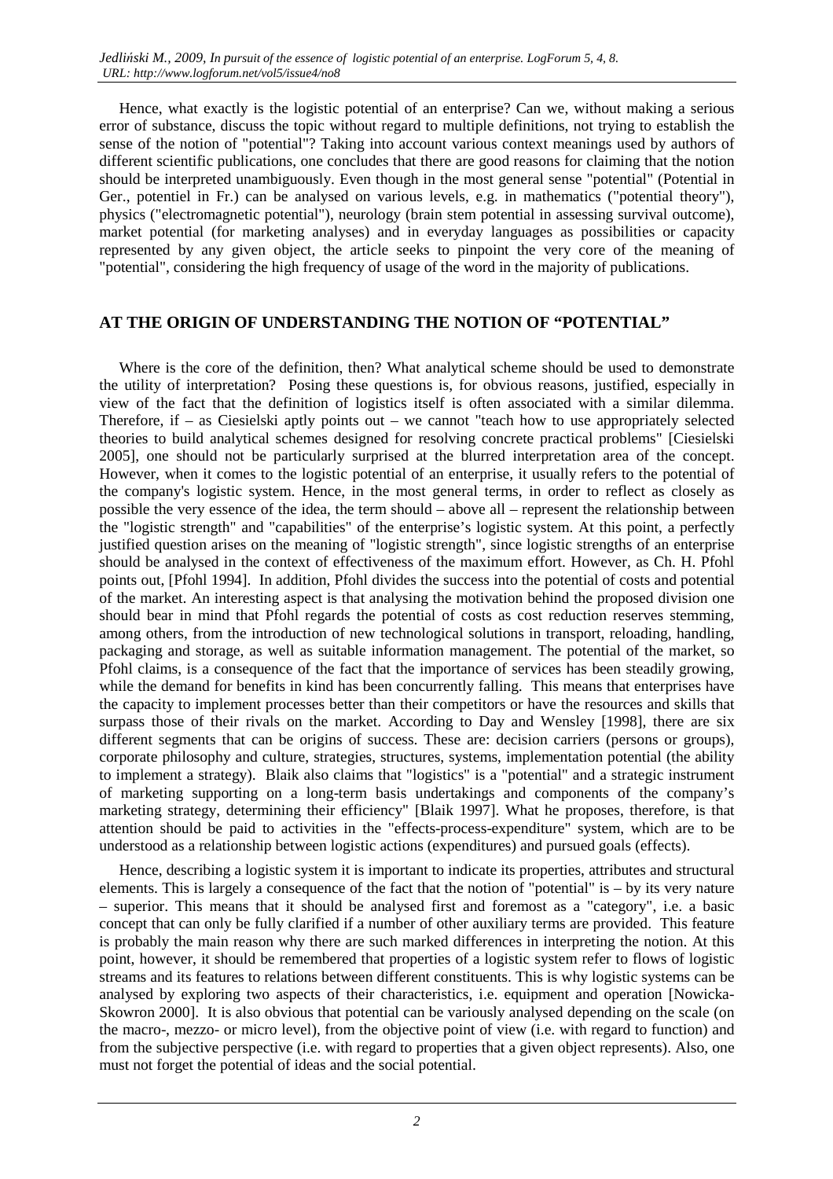Hence, what exactly is the logistic potential of an enterprise? Can we, without making a serious error of substance, discuss the topic without regard to multiple definitions, not trying to establish the sense of the notion of "potential"? Taking into account various context meanings used by authors of different scientific publications, one concludes that there are good reasons for claiming that the notion should be interpreted unambiguously. Even though in the most general sense "potential" (Potential in Ger., potentiel in Fr.) can be analysed on various levels, e.g. in mathematics ("potential theory"), physics ("electromagnetic potential"), neurology (brain stem potential in assessing survival outcome), market potential (for marketing analyses) and in everyday languages as possibilities or capacity represented by any given object, the article seeks to pinpoint the very core of the meaning of "potential", considering the high frequency of usage of the word in the majority of publications.

## AT THE ORIGIN OF UNDERSTANDING THE NOTION OF "POTENTIAL"

Where is the core of the definition, then? What analytical scheme should be used to demonstrate the utility of interpretation? Posing these questions is, for obvious reasons, justified, especially in view of the fact that the definition of logistics itself is often associated with a similar dilemma. Therefore, if – as Ciesielski aptly points out – we cannot "teach how to use appropriately selected theories to build analytical schemes designed for resolving concrete practical problems" [Ciesielski 2005], one should not be particularly surprised at the blurred interpretation area of the concept. However, when it comes to the logistic potential of an enterprise, it usually refers to the potential of the company's logistic system. Hence, in the most general terms, in order to reflect as closely as possible the very essence of the idea, the term should – above all – represent the relationship between the "logistic strength" and "capabilities" of the enterprise's logistic system. At this point, a perfectly justified question arises on the meaning of "logistic strength", since logistic strengths of an enterprise should be analysed in the context of effectiveness of the maximum effort. However, as Ch. H. Pfohl points out, [Pfohl 1994]. In addition, Pfohl divides the success into the potential of costs and potential of the market. An interesting aspect is that analysing the motivation behind the proposed division one should bear in mind that Pfohl regards the potential of costs as cost reduction reserves stemming, among others, from the introduction of new technological solutions in transport, reloading, handling, packaging and storage, as well as suitable information management. The potential of the market, so Pfohl claims, is a consequence of the fact that the importance of services has been steadily growing, while the demand for benefits in kind has been concurrently falling. This means that enterprises have the capacity to implement processes better than their competitors or have the resources and skills that surpass those of their rivals on the market. According to Day and Wensley [1998], there are six different segments that can be origins of success. These are: decision carriers (persons or groups), corporate philosophy and culture, strategies, structures, systems, implementation potential (the ability to implement a strategy). Blaik also claims that "logistics" is a "potential" and a strategic instrument of marketing supporting on a long-term basis undertakings and components of the company's marketing strategy, determining their efficiency" [Blaik 1997]. What he proposes, therefore, is that attention should be paid to activities in the "effects-process-expenditure" system, which are to be understood as a relationship between logistic actions (expenditures) and pursued goals (effects).

Hence, describing a logistic system it is important to indicate its properties, attributes and structural elements. This is largely a consequence of the fact that the notion of "potential" is – by its very nature – superior. This means that it should be analysed first and foremost as a "category", i.e. a basic concept that can only be fully clarified if a number of other auxiliary terms are provided. This feature is probably the main reason why there are such marked differences in interpreting the notion. At this point, however, it should be remembered that properties of a logistic system refer to flows of logistic streams and its features to relations between different constituents. This is why logistic systems can be analysed by exploring two aspects of their characteristics, i.e. equipment and operation [Nowicka-Skowron 2000]. It is also obvious that potential can be variously analysed depending on the scale (on the macro-, mezzo- or micro level), from the objective point of view (i.e. with regard to function) and from the subjective perspective (i.e. with regard to properties that a given object represents). Also, one must not forget the potential of ideas and the social potential.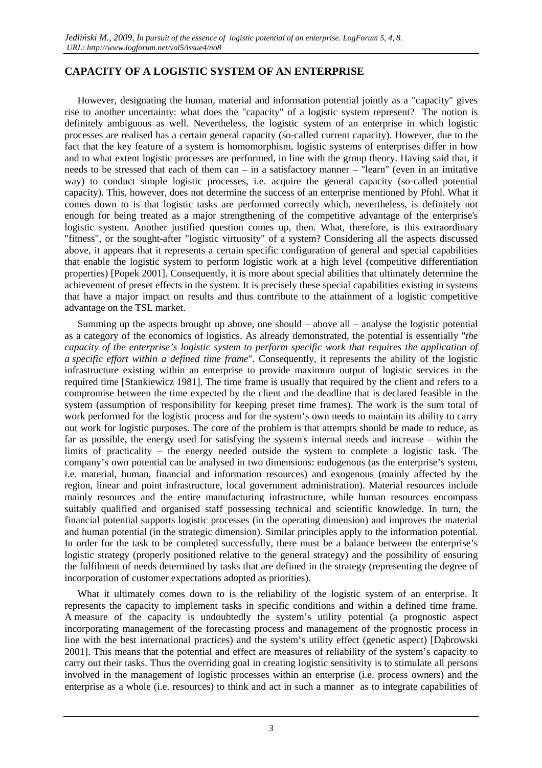## CAPACITY OF A LOGISTIC SYSTEM OF AN ENTERPRISE

However, designating the human, material and information potential jointly as a "capacity" gives rise to another uncertainty: what does the "capacity" of a logistic system represent? The notion is definitely ambiguous as well. Nevertheless, the logistic system of an enterprise in which logistic processes are realised has a certain general capacity (so-called current capacity). However, due to the fact that the key feature of a system is homomorphism, logistic systems of enterprises differ in how and to what extent logistic processes are performed, in line with the group theory. Having said that, it needs to be stressed that each of them can – in a satisfactory manner – "learn" (even in an imitative way) to conduct simple logistic processes, i.e. acquire the general capacity (so-called potential capacity). This, however, does not determine the success of an enterprise mentioned by Pfohl. What it comes down to is that logistic tasks are performed correctly which, nevertheless, is definitely not enough for being treated as a major strengthening of the competitive advantage of the enterprise's logistic system. Another justified question comes up, then. What, therefore, is this extraordinary "fitness", or the sought-after "logistic virtuosity" of a system? Considering all the aspects discussed above, it appears that it represents a certain specific configuration of general and special capabilities that enable the logistic system to perform logistic work at a high level (competitive differentiation properties) [Popek 2001]. Consequently, it is more about special abilities that ultimately determine the achievement of preset effects in the system. It is precisely these special capabilities existing in systems that have a major impact on results and thus contribute to the attainment of a logistic competitive advantage on the TSL market.

Summing up the aspects brought up above, one should – above all – analyse the logistic potential as a category of the economics of logistics. As already demonstrated, the potential is essentially "*the capacity of the enterprise's logistic system to perform specific work that requires the application of a specific effort within a defined time frame*". Consequently, it represents the ability of the logistic infrastructure existing within an enterprise to provide maximum output of logistic services in the required time [Stankiewicz 1981]. The time frame is usually that required by the client and refers to a compromise between the time expected by the client and the deadline that is declared feasible in the system (assumption of responsibility for keeping preset time frames). The work is the sum total of work performed for the logistic process and for the system's own needs to maintain its ability to carry out work for logistic purposes. The core of the problem is that attempts should be made to reduce, as far as possible, the energy used for satisfying the system's internal needs and increase – within the limits of practicality – the energy needed outside the system to complete a logistic task. The company's own potential can be analysed in two dimensions: endogenous (as the enterprise's system, i.e. material, human, financial and information resources) and exogenous (mainly affected by the region, linear and point infrastructure, local government administration). Material resources include mainly resources and the entire manufacturing infrastructure, while human resources encompass suitably qualified and organised staff possessing technical and scientific knowledge. In turn, the financial potential supports logistic processes (in the operating dimension) and improves the material and human potential (in the strategic dimension). Similar principles apply to the information potential. In order for the task to be completed successfully, there must be a balance between the enterprise's logistic strategy (properly positioned relative to the general strategy) and the possibility of ensuring the fulfilment of needs determined by tasks that are defined in the strategy (representing the degree of incorporation of customer expectations adopted as priorities).

What it ultimately comes down to is the reliability of the logistic system of an enterprise. It represents the capacity to implement tasks in specific conditions and within a defined time frame. A measure of the capacity is undoubtedly the system's utility potential (a prognostic aspect incorporating management of the forecasting process and management of the prognostic process in line with the best international practices) and the system's utility effect (genetic aspect) [Dąbrowski 2001]. This means that the potential and effect are measures of reliability of the system's capacity to carry out their tasks. Thus the overriding goal in creating logistic sensitivity is to stimulate all persons involved in the management of logistic processes within an enterprise (i.e. process owners) and the enterprise as a whole (i.e. resources) to think and act in such a manner as to integrate capabilities of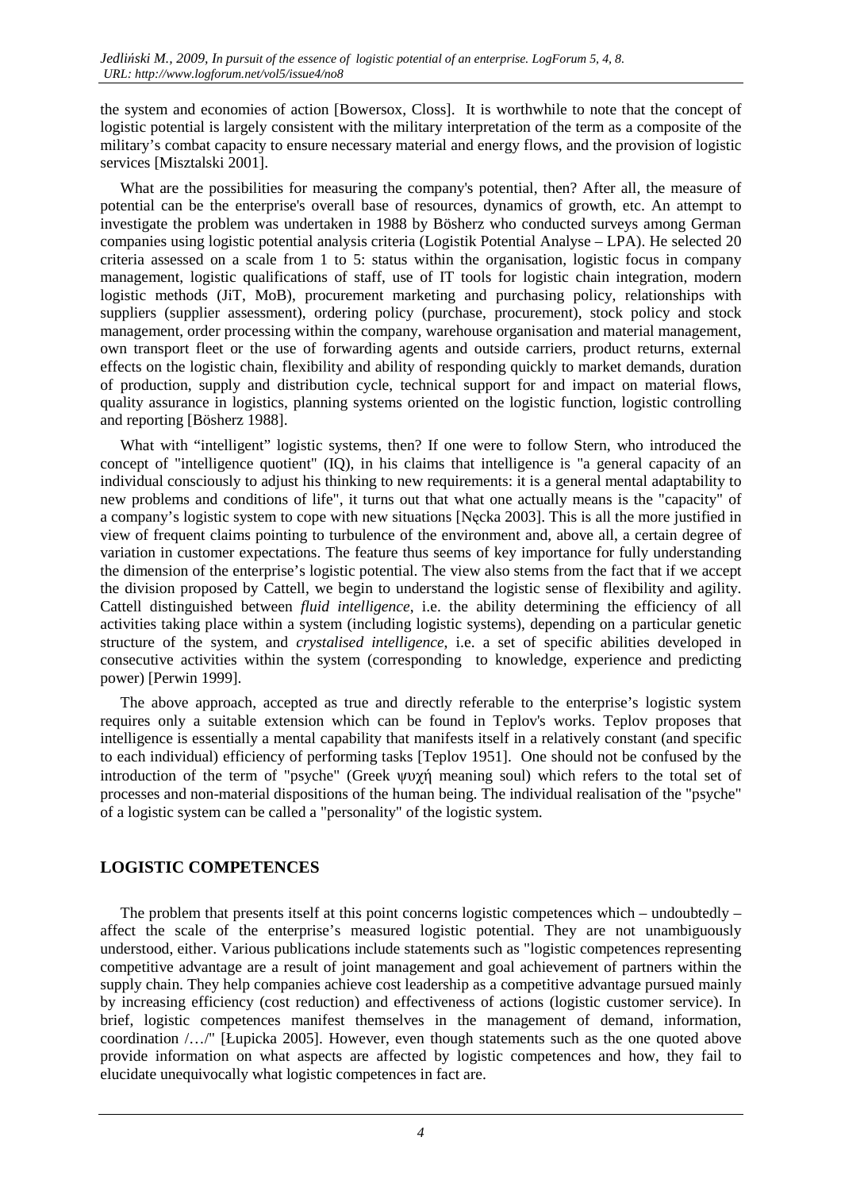the system and economies of action [Bowersox, Closs]. It is worthwhile to note that the concept of logistic potential is largely consistent with the military interpretation of the term as a composite of the military's combat capacity to ensure necessary material and energy flows, and the provision of logistic services [Misztalski 2001].

What are the possibilities for measuring the company's potential, then? After all, the measure of potential can be the enterprise's overall base of resources, dynamics of growth, etc. An attempt to investigate the problem was undertaken in 1988 by Bösherz who conducted surveys among German companies using logistic potential analysis criteria (Logistik Potential Analyse – LPA). He selected 20 criteria assessed on a scale from 1 to 5: status within the organisation, logistic focus in company management, logistic qualifications of staff, use of IT tools for logistic chain integration, modern logistic methods (JiT, MoB), procurement marketing and purchasing policy, relationships with suppliers (supplier assessment), ordering policy (purchase, procurement), stock policy and stock management, order processing within the company, warehouse organisation and material management, own transport fleet or the use of forwarding agents and outside carriers, product returns, external effects on the logistic chain, flexibility and ability of responding quickly to market demands, duration of production, supply and distribution cycle, technical support for and impact on material flows, quality assurance in logistics, planning systems oriented on the logistic function, logistic controlling and reporting [Bösherz 1988].

What with "intelligent" logistic systems, then? If one were to follow Stern, who introduced the concept of "intelligence quotient" (IQ), in his claims that intelligence is "a general capacity of an individual consciously to adjust his thinking to new requirements: it is a general mental adaptability to new problems and conditions of life", it turns out that what one actually means is the "capacity" of a company's logistic system to cope with new situations [Nęcka 2003]. This is all the more justified in view of frequent claims pointing to turbulence of the environment and, above all, a certain degree of variation in customer expectations. The feature thus seems of key importance for fully understanding the dimension of the enterprise's logistic potential. The view also stems from the fact that if we accept the division proposed by Cattell, we begin to understand the logistic sense of flexibility and agility. Cattell distinguished between *fluid intelligence*, i.e. the ability determining the efficiency of all activities taking place within a system (including logistic systems), depending on a particular genetic structure of the system, and *crystalised intelligence*, i.e. a set of specific abilities developed in consecutive activities within the system (corresponding to knowledge, experience and predicting power) [Perwin 1999].

The above approach, accepted as true and directly referable to the enterprise's logistic system requires only a suitable extension which can be found in Teplov's works. Teplov proposes that intelligence is essentially a mental capability that manifests itself in a relatively constant (and specific to each individual) efficiency of performing tasks [Teplov 1951]. One should not be confused by the introduction of the term of "psyche" (Greek ψυχή meaning soul) which refers to the total set of processes and non-material dispositions of the human being. The individual realisation of the "psyche" of a logistic system can be called a "personality" of the logistic system.

## LOGISTIC COMPETENCES

The problem that presents itself at this point concerns logistic competences which – undoubtedly – affect the scale of the enterprise's measured logistic potential. They are not unambiguously understood, either. Various publications include statements such as "logistic competences representing competitive advantage are a result of joint management and goal achievement of partners within the supply chain. They help companies achieve cost leadership as a competitive advantage pursued mainly by increasing efficiency (cost reduction) and effectiveness of actions (logistic customer service). In brief, logistic competences manifest themselves in the management of demand, information, coordination /…/" [Łupicka 2005]. However, even though statements such as the one quoted above provide information on what aspects are affected by logistic competences and how, they fail to elucidate unequivocally what logistic competences in fact are.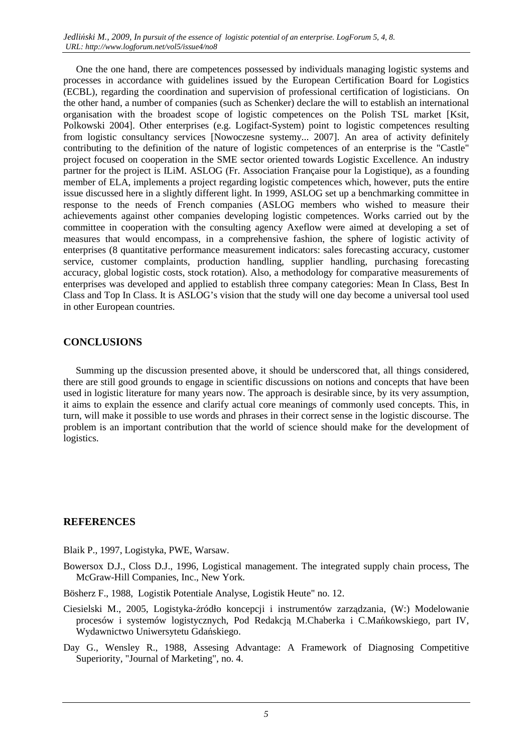One the one hand, there are competences possessed by individuals managing logistic systems and processes in accordance with guidelines issued by the European Certification Board for Logistics (ECBL), regarding the coordination and supervision of professional certification of logisticians. On the other hand, a number of companies (such as Schenker) declare the will to establish an international organisation with the broadest scope of logistic competences on the Polish TSL market [Ksit, Polkowski 2004]. Other enterprises (e.g. Logifact-System) point to logistic competences resulting from logistic consultancy services [Nowoczesne systemy... 2007]. An area of activity definitely contributing to the definition of the nature of logistic competences of an enterprise is the "Castle" project focused on cooperation in the SME sector oriented towards Logistic Excellence. An industry partner for the project is ILiM. ASLOG (Fr. Association Française pour la Logistique), as a founding member of ELA, implements a project regarding logistic competences which, however, puts the entire issue discussed here in a slightly different light. In 1999, ASLOG set up a benchmarking committee in response to the needs of French companies (ASLOG members who wished to measure their achievements against other companies developing logistic competences. Works carried out by the committee in cooperation with the consulting agency Axeflow were aimed at developing a set of measures that would encompass, in a comprehensive fashion, the sphere of logistic activity of enterprises (8 quantitative performance measurement indicators: sales forecasting accuracy, customer service, customer complaints, production handling, supplier handling, purchasing forecasting accuracy, global logistic costs, stock rotation). Also, a methodology for comparative measurements of enterprises was developed and applied to establish three company categories: Mean In Class, Best In Class and Top In Class. It is ASLOG's vision that the study will one day become a universal tool used in other European countries.

## CONCLUSIONS

Summing up the discussion presented above, it should be underscored that, all things considered, there are still good grounds to engage in scientific discussions on notions and concepts that have been used in logistic literature for many years now. The approach is desirable since, by its very assumption, it aims to explain the essence and clarify actual core meanings of commonly used concepts. This, in turn, will make it possible to use words and phrases in their correct sense in the logistic discourse. The problem is an important contribution that the world of science should make for the development of logistics.

## REFERENCES

Blaik P., 1997, Logistyka, PWE, Warsaw.

Bowersox D.J., Closs D.J., 1996, Logistical management. The integrated supply chain process, The McGraw-Hill Companies, Inc., New York.

Bösherz F., 1988, Logistik Potentiale Analyse, Logistik Heute" no. 12.

Ciesielski M., 2005, Logistyka-źródło koncepcji i instrumentów zarządzania, (W:) Modelowanie procesów i systemów logistycznych, Pod Redakcją M.Chaberka i C.Mańkowskiego, part IV, Wydawnictwo Uniwersytetu Gdańskiego.

Day G., Wensley R., 1988, Assesing Advantage: A Framework of Diagnosing Competitive Superiority, "Journal of Marketing", no. 4.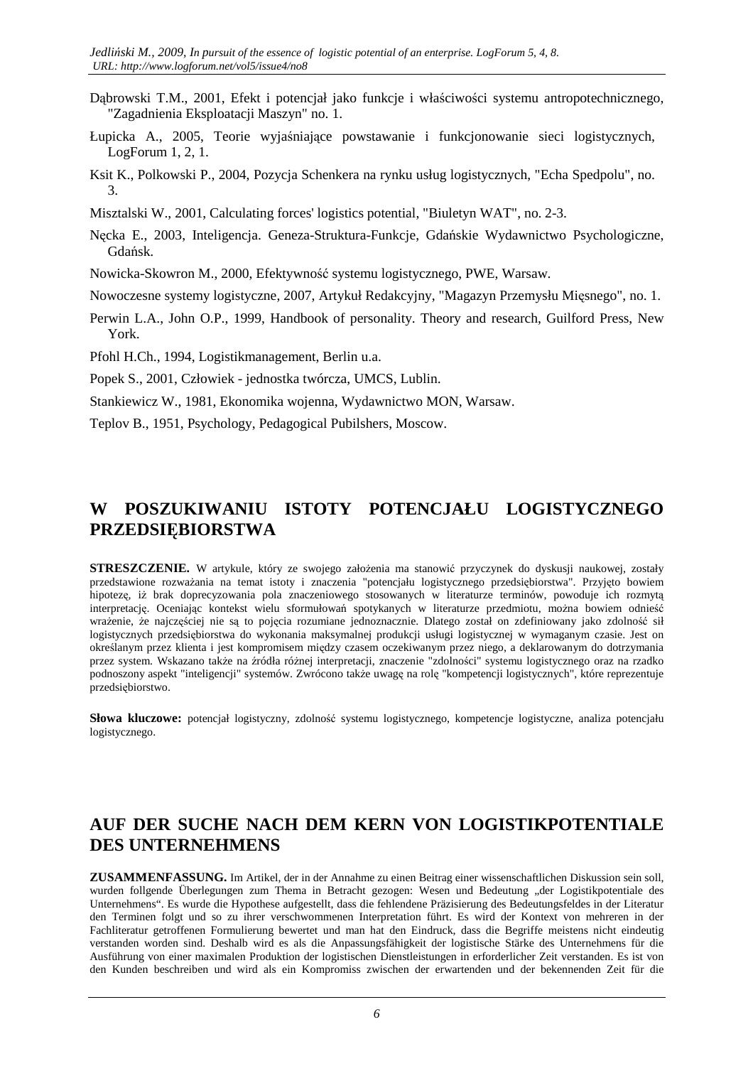Dąbrowski T.M., 2001, Efekt i potencjał jako funkcje i właściwości systemu antropotechnicznego, "Zagadnienia Eksploatacji Maszyn" no. 1.

Łupicka A., 2005, Teorie wyjaśniające powstawanie i funkcjonowanie sieci logistycznych, LogForum 1, 2, 1.

Ksit K., Polkowski P., 2004, Pozycja Schenkera na rynku usług logistycznych, "Echa Spedpolu", no. 3.

Misztalski W., 2001, Calculating forces' logistics potential, "Biuletyn WAT", no. 2-3.

Nęcka E., 2003, Inteligencja. Geneza-Struktura-Funkcje, Gdańskie Wydawnictwo Psychologiczne, Gdańsk.

Nowicka-Skowron M., 2000, Efektywność systemu logistycznego, PWE, Warsaw.

Nowoczesne systemy logistyczne, 2007, Artykuł Redakcyjny, "Magazyn Przemysłu Mięsnego", no. 1.

Perwin L.A., John O.P., 1999, Handbook of personality. Theory and research, Guilford Press, New York.

Pfohl H.Ch., 1994, Logistikmanagement, Berlin u.a.

Popek S., 2001, Człowiek - jednostka twórcza, UMCS, Lublin.

Stankiewicz W., 1981, Ekonomika wojenna, Wydawnictwo MON, Warsaw.

Teplov B., 1951, Psychology, Pedagogical Pubilshers, Moscow.

## W POSZUKIWANIU ISTOTY POTENCJAŁU LOGISTYCZNEGO PRZEDSIĘBIORSTWA

**STRESZCZENIE.** W artykule, który ze swojego założenia ma stanowić przyczynek do dyskusji naukowej, zostały przedstawione rozważania na temat istoty i znaczenia "potencjału logistycznego przedsiębiorstwa". Przyjęto bowiem hipotezę, iż brak doprecyzowania pola znaczeniowego stosowanych w literaturze terminów, powoduje ich rozmytą interpretację. Oceniając kontekst wielu sformułowań spotykanych w literaturze przedmiotu, można bowiem odnieść wrażenie, że najczęściej nie są to pojęcia rozumiane jednoznacznie. Dlatego został on zdefiniowany jako zdolność sił logistycznych przedsiębiorstwa do wykonania maksymalnej produkcji usługi logistycznej w wymaganym czasie. Jest on określanym przez klienta i jest kompromisem między czasem oczekiwanym przez niego, a deklarowanym do dotrzymania przez system. Wskazano także na źródła różnej interpretacji, znaczenie "zdolności" systemu logistycznego oraz na rzadko podnoszony aspekt "inteligencji" systemów. Zwrócono także uwagę na rolę "kompetencji logistycznych", które reprezentuje przedsiębiorstwo.

**Słowa kluczowe:** potencjał logistyczny, zdolność systemu logistycznego, kompetencje logistyczne, analiza potencjału logistycznego.

## AUF DER SUCHE NACH DEM KERN VON LOGISTIKPOTENTIALE DES UNTERNEHMENS

**ZUSAMMENFASSUNG.** Im Artikel, der in der Annahme zu einen Beitrag einer wissenschaftlichen Diskussion sein soll, wurden follgende Überlegungen zum Thema in Betracht gezogen: Wesen und Bedeutung „der Logistikpotentiale des Unternehmens". Es wurde die Hypothese aufgestellt, dass die fehlendene Präzisierung des Bedeutungsfeldes in der Literatur den Terminen folgt und so zu ihrer verschwommenen Interpretation führt. Es wird der Kontext von mehreren in der Fachliteratur getroffenen Formulierung bewertet und man hat den Eindruck, dass die Begriffe meistens nicht eindeutig verstanden worden sind. Deshalb wird es als die Anpassungsfähigkeit der logistische Stärke des Unternehmens für die Ausführung von einer maximalen Produktion der logistischen Dienstleistungen in erforderlicher Zeit verstanden. Es ist von den Kunden beschreiben und wird als ein Kompromiss zwischen der erwartenden und der bekennenden Zeit für die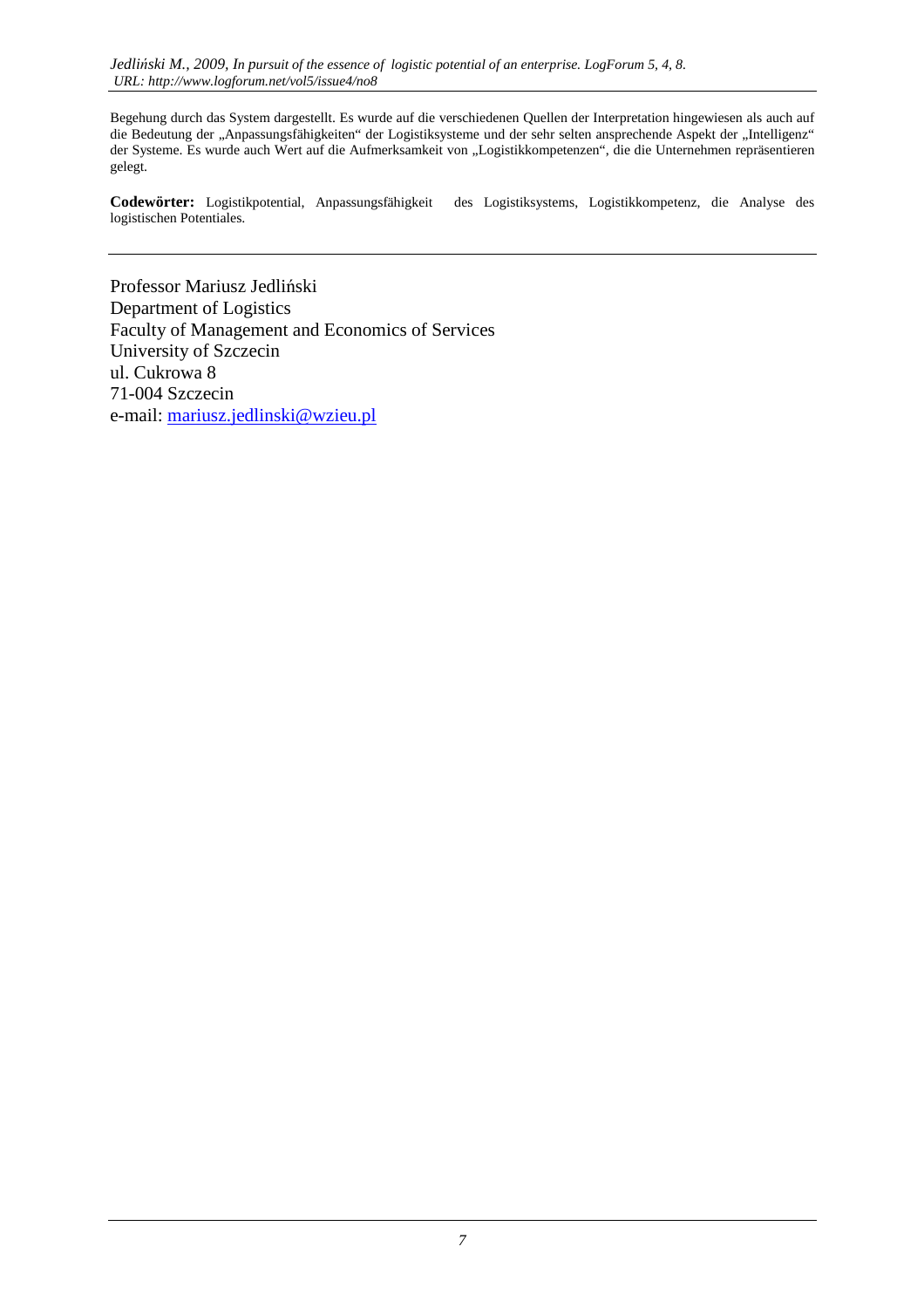Begehung durch das System dargestellt. Es wurde auf die verschiedenen Quellen der Interpretation hingewiesen als auch auf die Bedeutung der „Anpassungsfähigkeiten" der Logistiksysteme und der sehr selten ansprechende Aspekt der „Intelligenz" der Systeme. Es wurde auch Wert auf die Aufmerksamkeit von „Logistikkompetenzen", die die Unternehmen repräsentieren gelegt.

**Codewörter:** Logistikpotential, Anpassungsfähigkeit des Logistiksystems, Logistikkompetenz, die Analyse des logistischen Potentiales.

---

Professor Mariusz Jedliński
Department of Logistics
Faculty of Management and Economics of Services
University of Szczecin
ul. Cukrowa 8
71-004 Szczecin
e-mail: mariusz.jedlinski@wzieu.pl